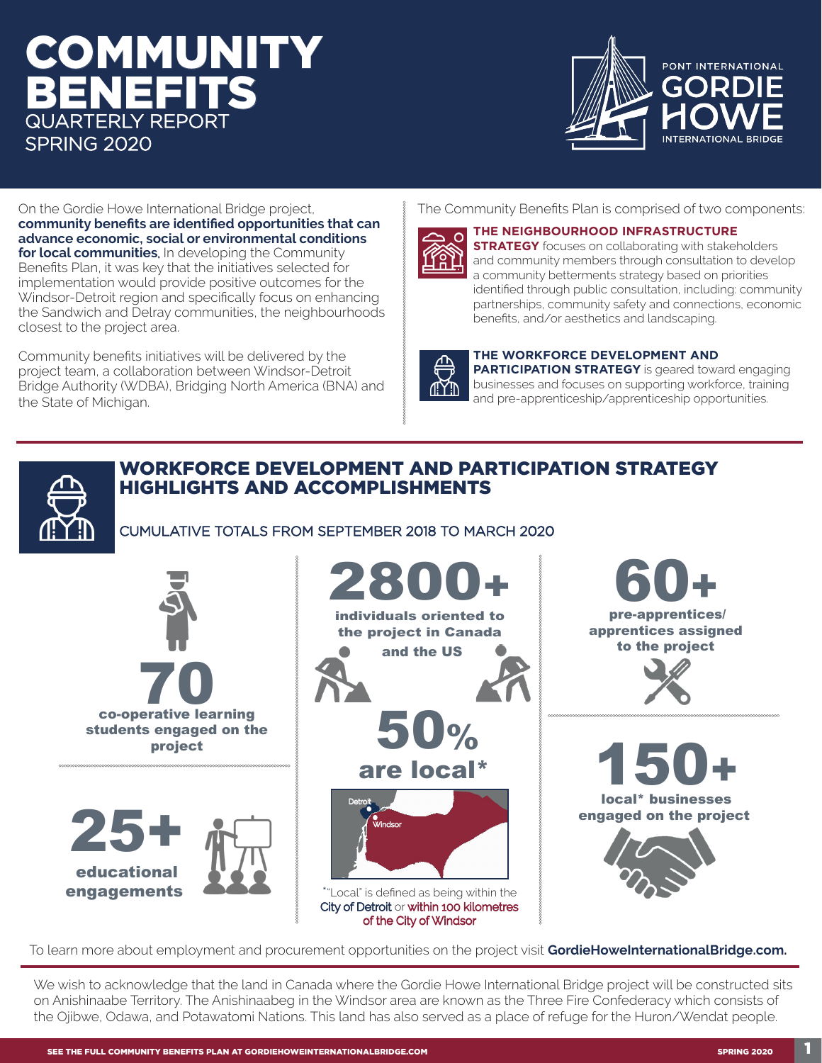# COMMUNITY BENEFITS

QUARTERLY REPORT
SPRING 2020

PONT INTERNATIONAL GORDIE HOWE INTERNATIONAL BRIDGE

On the Gordie Howe International Bridge project, **community benefits are identified opportunities that can advance economic, social or environmental conditions for local communities.** In developing the Community Benefits Plan, it was key that the initiatives selected for implementation would provide positive outcomes for the Windsor-Detroit region and specifically focus on enhancing the Sandwich and Delray communities, the neighbourhoods closest to the project area.

Community benefits initiatives will be delivered by the project team, a collaboration between Windsor-Detroit Bridge Authority (WDBA), Bridging North America (BNA) and the State of Michigan.

The Community Benefits Plan is comprised of two components:

**THE NEIGHBOURHOOD INFRASTRUCTURE STRATEGY** focuses on collaborating with stakeholders and community members through consultation to develop a community betterments strategy based on priorities identified through public consultation, including: community partnerships, community safety and connections, economic benefits, and/or aesthetics and landscaping.

**THE WORKFORCE DEVELOPMENT AND PARTICIPATION STRATEGY** is geared toward engaging businesses and focuses on supporting workforce, training and pre-apprenticeship/apprenticeship opportunities.

## WORKFORCE DEVELOPMENT AND PARTICIPATION STRATEGY HIGHLIGHTS AND ACCOMPLISHMENTS

CUMULATIVE TOTALS FROM SEPTEMBER 2018 TO MARCH 2020

**70** co-operative learning students engaged on the project

**25+** educational engagements

**2800+** individuals oriented to the project in Canada and the US

**50%** are local*

*"Local" is defined as being within the City of Detroit or within 100 kilometres of the City of Windsor

**60+** pre-apprentices/apprentices assigned to the project

**150+** local* businesses engaged on the project

To learn more about employment and procurement opportunities on the project visit **GordieHoweInternationalBridge.com.**

We wish to acknowledge that the land in Canada where the Gordie Howe International Bridge project will be constructed sits on Anishinaabe Territory. The Anishinaabeg in the Windsor area are known as the Three Fire Confederacy which consists of the Ojibwe, Odawa, and Potawatomi Nations. This land has also served as a place of refuge for the Huron/Wendat people.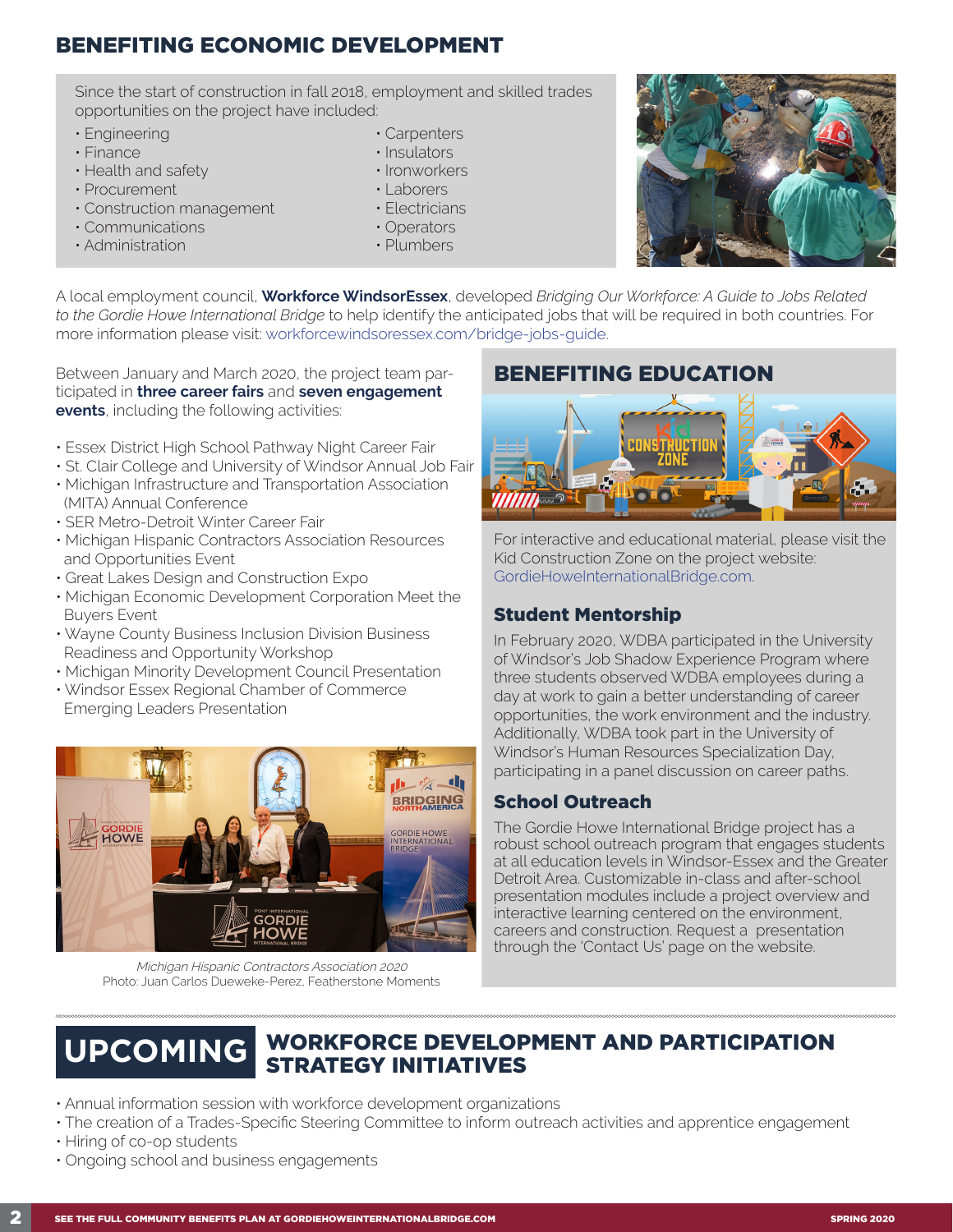## BENEFITING ECONOMIC DEVELOPMENT

Since the start of construction in fall 2018, employment and skilled trades opportunities on the project have included:

- Engineering
- Finance
- Health and safety
- Procurement
- Construction management
- Communications
- Administration
- Carpenters
- Insulators
- Ironworkers
- Laborers
- Electricians
- Operators
- Plumbers

A local employment council, **Workforce WindsorEssex**, developed *Bridging Our Workforce: A Guide to Jobs Related to the Gordie Howe International Bridge* to help identify the anticipated jobs that will be required in both countries. For more information please visit: workforcewindsoressex.com/bridge-jobs-guide.

Between January and March 2020, the project team participated in **three career fairs** and **seven engagement events**, including the following activities:

- Essex District High School Pathway Night Career Fair
- St. Clair College and University of Windsor Annual Job Fair
- Michigan Infrastructure and Transportation Association (MITA) Annual Conference
- SER Metro-Detroit Winter Career Fair
- Michigan Hispanic Contractors Association Resources and Opportunities Event
- Great Lakes Design and Construction Expo
- Michigan Economic Development Corporation Meet the Buyers Event
- Wayne County Business Inclusion Division Business Readiness and Opportunity Workshop
- Michigan Minority Development Council Presentation
- Windsor Essex Regional Chamber of Commerce Emerging Leaders Presentation

*Michigan Hispanic Contractors Association 2020*
Photo: Juan Carlos Dueweke-Perez, Featherstone Moments

## BENEFITING EDUCATION

For interactive and educational material, please visit the Kid Construction Zone on the project website: GordieHoweInternationalBridge.com.

### Student Mentorship

In February 2020, WDBA participated in the University of Windsor's Job Shadow Experience Program where three students observed WDBA employees during a day at work to gain a better understanding of career opportunities, the work environment and the industry. Additionally, WDBA took part in the University of Windsor's Human Resources Specialization Day, participating in a panel discussion on career paths.

### School Outreach

The Gordie Howe International Bridge project has a robust school outreach program that engages students at all education levels in Windsor-Essex and the Greater Detroit Area. Customizable in-class and after-school presentation modules include a project overview and interactive learning centered on the environment, careers and construction. Request a presentation through the 'Contact Us' page on the website.

## UPCOMING WORKFORCE DEVELOPMENT AND PARTICIPATION STRATEGY INITIATIVES

- Annual information session with workforce development organizations
- The creation of a Trades-Specific Steering Committee to inform outreach activities and apprentice engagement
- Hiring of co-op students
- Ongoing school and business engagements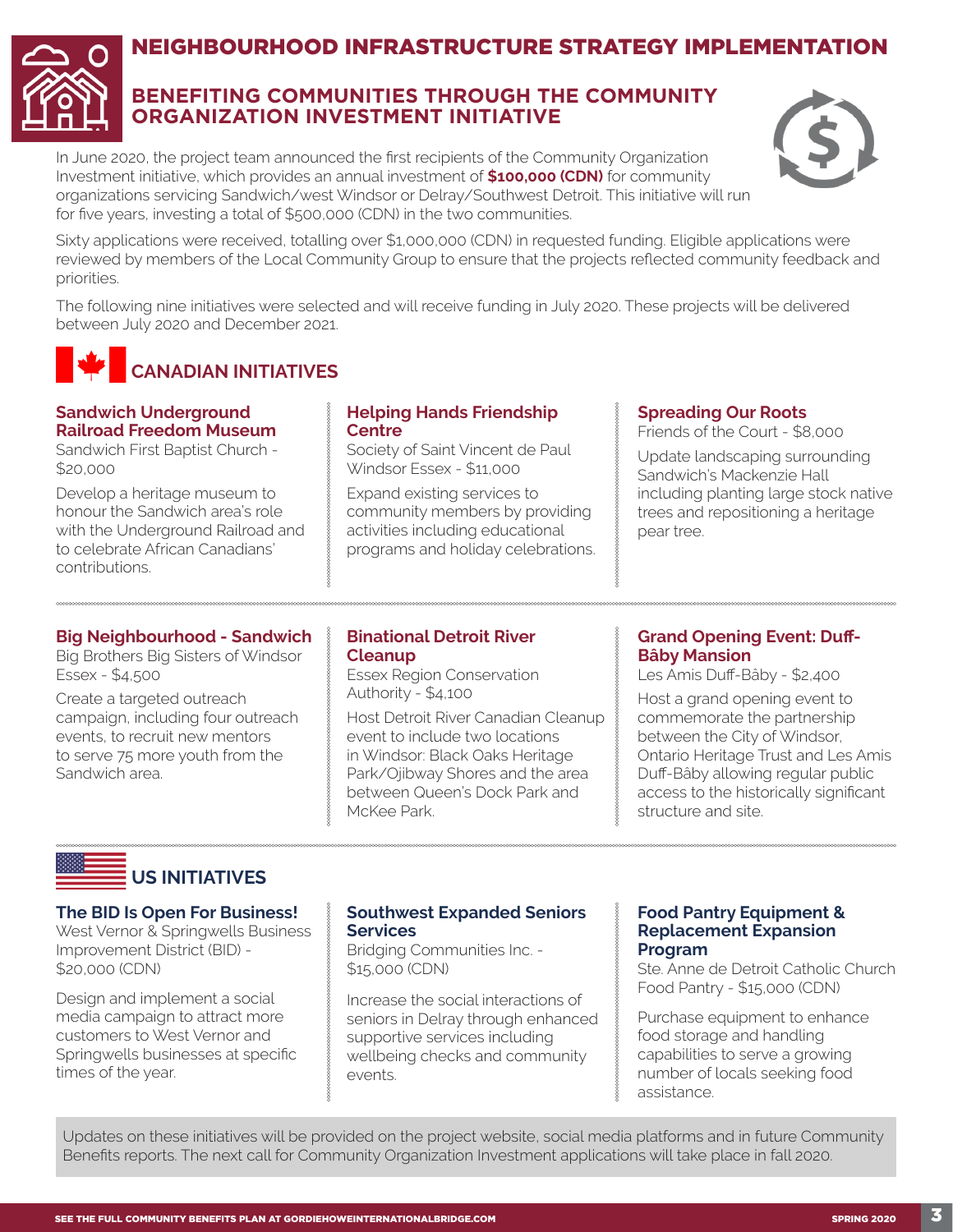# NEIGHBOURHOOD INFRASTRUCTURE STRATEGY IMPLEMENTATION

## BENEFITING COMMUNITIES THROUGH THE COMMUNITY ORGANIZATION INVESTMENT INITIATIVE

In June 2020, the project team announced the first recipients of the Community Organization Investment initiative, which provides an annual investment of **$100,000 (CDN)** for community organizations servicing Sandwich/west Windsor or Delray/Southwest Detroit. This initiative will run for five years, investing a total of $500,000 (CDN) in the two communities.

Sixty applications were received, totalling over $1,000,000 (CDN) in requested funding. Eligible applications were reviewed by members of the Local Community Group to ensure that the projects reflected community feedback and priorities.

The following nine initiatives were selected and will receive funding in July 2020. These projects will be delivered between July 2020 and December 2021.

## CANADIAN INITIATIVES

### Sandwich Underground Railroad Freedom Museum

Sandwich First Baptist Church - $20,000

Develop a heritage museum to honour the Sandwich area's role with the Underground Railroad and to celebrate African Canadians' contributions.

### Helping Hands Friendship Centre

Society of Saint Vincent de Paul Windsor Essex - $11,000

Expand existing services to community members by providing activities including educational programs and holiday celebrations.

### Spreading Our Roots

Friends of the Court - $8,000

Update landscaping surrounding Sandwich's Mackenzie Hall including planting large stock native trees and repositioning a heritage pear tree.

### Big Neighbourhood - Sandwich

Big Brothers Big Sisters of Windsor Essex - $4,500

Create a targeted outreach campaign, including four outreach events, to recruit new mentors to serve 75 more youth from the Sandwich area.

### Binational Detroit River Cleanup

Essex Region Conservation Authority - $4,100

Host Detroit River Canadian Cleanup event to include two locations in Windsor: Black Oaks Heritage Park/Ojibway Shores and the area between Queen's Dock Park and McKee Park.

### Grand Opening Event: Duff-Bâby Mansion

Les Amis Duff-Bâby - $2,400

Host a grand opening event to commemorate the partnership between the City of Windsor, Ontario Heritage Trust and Les Amis Duff-Bâby allowing regular public access to the historically significant structure and site.

## US INITIATIVES

### The BID Is Open For Business!

West Vernor & Springwells Business Improvement District (BID) - $20,000 (CDN)

Design and implement a social media campaign to attract more customers to West Vernor and Springwells businesses at specific times of the year.

### Southwest Expanded Seniors Services

Bridging Communities Inc. - $15,000 (CDN)

Increase the social interactions of seniors in Delray through enhanced supportive services including wellbeing checks and community events.

### Food Pantry Equipment & Replacement Expansion Program

Ste. Anne de Detroit Catholic Church Food Pantry - $15,000 (CDN)

Purchase equipment to enhance food storage and handling capabilities to serve a growing number of locals seeking food assistance.

Updates on these initiatives will be provided on the project website, social media platforms and in future Community Benefits reports. The next call for Community Organization Investment applications will take place in fall 2020.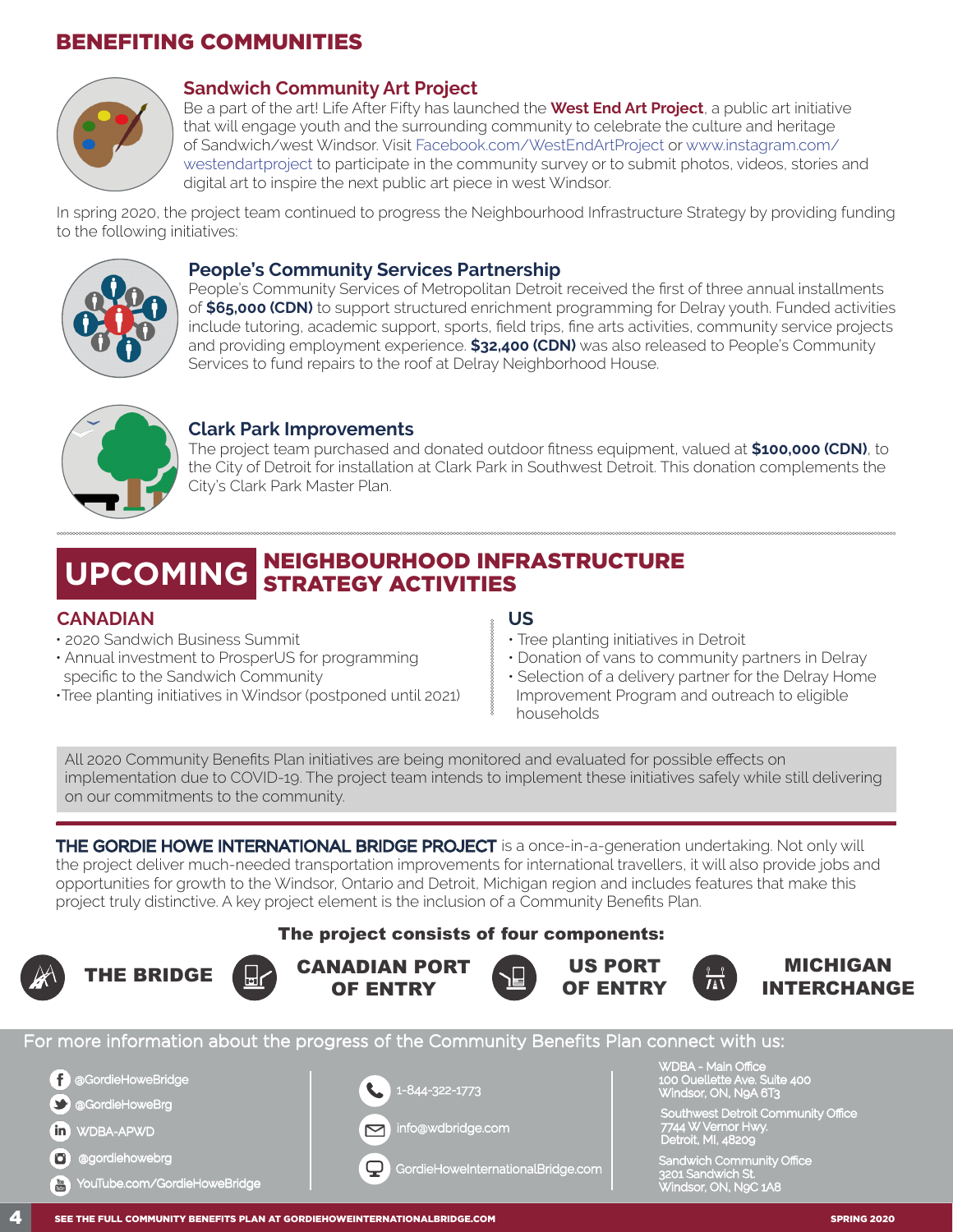## BENEFITING COMMUNITIES

### Sandwich Community Art Project

Be a part of the art! Life After Fifty has launched the **West End Art Project**, a public art initiative that will engage youth and the surrounding community to celebrate the culture and heritage of Sandwich/west Windsor. Visit Facebook.com/WestEndArtProject or www.instagram.com/westendartproject to participate in the community survey or to submit photos, videos, stories and digital art to inspire the next public art piece in west Windsor.

In spring 2020, the project team continued to progress the Neighbourhood Infrastructure Strategy by providing funding to the following initiatives:

### People's Community Services Partnership

People's Community Services of Metropolitan Detroit received the first of three annual installments of **$65,000 (CDN)** to support structured enrichment programming for Delray youth. Funded activities include tutoring, academic support, sports, field trips, fine arts activities, community service projects and providing employment experience. **$32,400 (CDN)** was also released to People's Community Services to fund repairs to the roof at Delray Neighborhood House.

### Clark Park Improvements

The project team purchased and donated outdoor fitness equipment, valued at **$100,000 (CDN)**, to the City of Detroit for installation at Clark Park in Southwest Detroit. This donation complements the City's Clark Park Master Plan.

## UPCOMING NEIGHBOURHOOD INFRASTRUCTURE STRATEGY ACTIVITIES

### CANADIAN

- 2020 Sandwich Business Summit
- Annual investment to ProsperUS for programming specific to the Sandwich Community
- Tree planting initiatives in Windsor (postponed until 2021)

### US

- Tree planting initiatives in Detroit
- Donation of vans to community partners in Delray
- Selection of a delivery partner for the Delray Home Improvement Program and outreach to eligible households

All 2020 Community Benefits Plan initiatives are being monitored and evaluated for possible effects on implementation due to COVID-19. The project team intends to implement these initiatives safely while still delivering on our commitments to the community.

**THE GORDIE HOWE INTERNATIONAL BRIDGE PROJECT** is a once-in-a-generation undertaking. Not only will the project deliver much-needed transportation improvements for international travellers, it will also provide jobs and opportunities for growth to the Windsor, Ontario and Detroit, Michigan region and includes features that make this project truly distinctive. A key project element is the inclusion of a Community Benefits Plan.

**The project consists of four components:**

- THE BRIDGE
- CANADIAN PORT OF ENTRY
- US PORT OF ENTRY
- MICHIGAN INTERCHANGE

For more information about the progress of the Community Benefits Plan connect with us:

- @GordieHoweBridge
- @GordieHoweBrg
- WDBA-APWD
- @gordiehowebrg
- YouTube.com/GordieHoweBridge

- 1-844-322-1773
- info@wdbridge.com
- GordieHoweInternationalBridge.com

WDBA - Main Office
100 Ouellette Ave. Suite 400
Windsor, ON, N9A 6T3

Southwest Detroit Community Office
7744 W Vernor Hwy.
Detroit, MI, 48209

Sandwich Community Office
3201 Sandwich St.
Windsor, ON, N9C 1A8

SEE THE FULL COMMUNITY BENEFITS PLAN AT GORDIEHOWEINTERNATIONALBRIDGE.COM